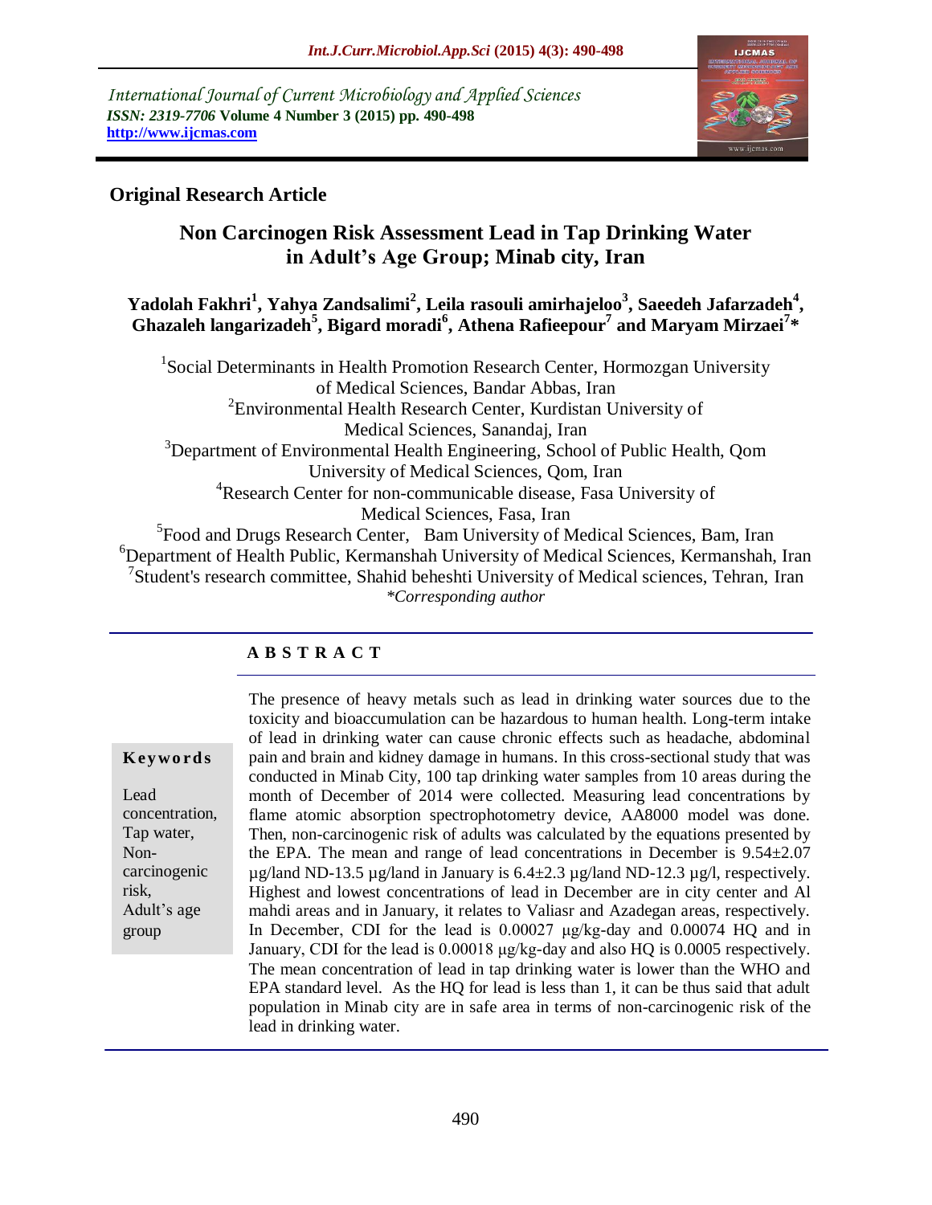International Journal of Current Microbiology and Applied Sciences
*ISSN: 2319-7706* **Volume 4 Number 3 (2015) pp. 490-498**
**http://www.ijcmas.com**

**Original Research Article**

# Non Carcinogen Risk Assessment Lead in Tap Drinking Water in Adult's Age Group; Minab city, Iran

**Yadolah Fakhri[1], Yahya Zandsalimi[2], Leila rasouli amirhajeloo[3], Saeedeh Jafarzadeh[4], Ghazaleh langarizadeh[5], Bigard moradi[6], Athena Rafieepour[7] and Maryam Mirzaei[7]***

[1]Social Determinants in Health Promotion Research Center, Hormozgan University of Medical Sciences, Bandar Abbas, Iran
[2]Environmental Health Research Center, Kurdistan University of Medical Sciences, Sanandaj, Iran
[3]Department of Environmental Health Engineering, School of Public Health, Qom University of Medical Sciences, Qom, Iran
[4]Research Center for non-communicable disease, Fasa University of Medical Sciences, Fasa, Iran
[5]Food and Drugs Research Center, Bam University of Medical Sciences, Bam, Iran
[6]Department of Health Public, Kermanshah University of Medical Sciences, Kermanshah, Iran
[7]Student's research committee, Shahid beheshti University of Medical sciences, Tehran, Iran
*\*Corresponding author*

## A B S T R A C T

**Keywords**

Lead concentration, Tap water, Non-carcinogenic risk, Adult's age group

The presence of heavy metals such as lead in drinking water sources due to the toxicity and bioaccumulation can be hazardous to human health. Long-term intake of lead in drinking water can cause chronic effects such as headache, abdominal pain and brain and kidney damage in humans. In this cross-sectional study that was conducted in Minab City, 100 tap drinking water samples from 10 areas during the month of December of 2014 were collected. Measuring lead concentrations by flame atomic absorption spectrophotometry device, AA8000 model was done. Then, non-carcinogenic risk of adults was calculated by the equations presented by the EPA. The mean and range of lead concentrations in December is 9.54±2.07 µg/land ND-13.5 µg/land in January is 6.4±2.3 µg/land ND-12.3 µg/l, respectively. Highest and lowest concentrations of lead in December are in city center and Al mahdi areas and in January, it relates to Valiasr and Azadegan areas, respectively. In December, CDI for the lead is 0.00027 µg/kg-day and 0.00074 HQ and in January, CDI for the lead is 0.00018 µg/kg-day and also HQ is 0.0005 respectively. The mean concentration of lead in tap drinking water is lower than the WHO and EPA standard level. As the HQ for lead is less than 1, it can be thus said that adult population in Minab city are in safe area in terms of non-carcinogenic risk of the lead in drinking water.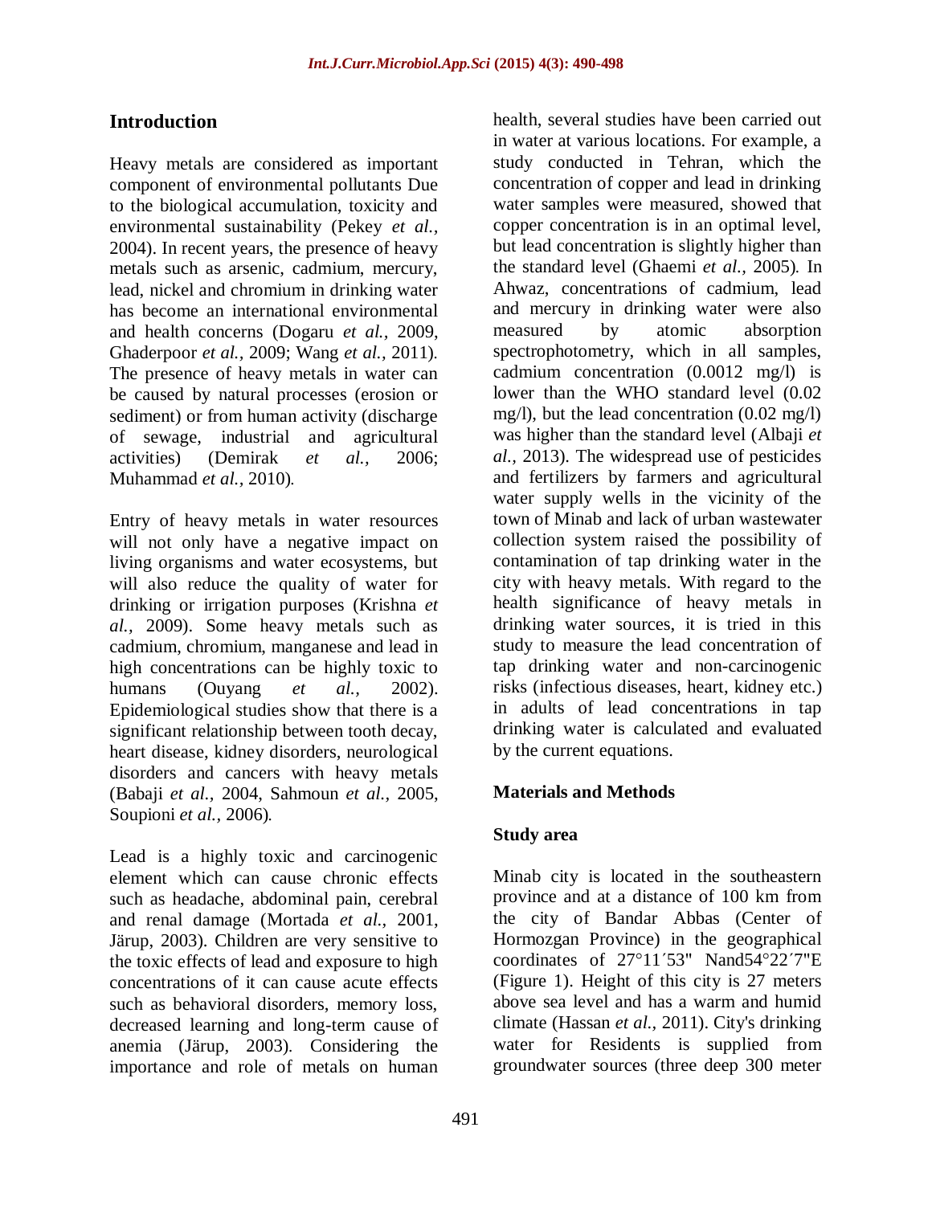## Introduction

Heavy metals are considered as important component of environmental pollutants Due to the biological accumulation, toxicity and environmental sustainability (Pekey *et al.*, 2004). In recent years, the presence of heavy metals such as arsenic, cadmium, mercury, lead, nickel and chromium in drinking water has become an international environmental and health concerns (Dogaru *et al.*, 2009, Ghaderpoor *et al.*, 2009; Wang *et al.*, 2011). The presence of heavy metals in water can be caused by natural processes (erosion or sediment) or from human activity (discharge of sewage, industrial and agricultural activities) (Demirak *et al.*, 2006; Muhammad *et al.*, 2010).

Entry of heavy metals in water resources will not only have a negative impact on living organisms and water ecosystems, but will also reduce the quality of water for drinking or irrigation purposes (Krishna *et al.*, 2009). Some heavy metals such as cadmium, chromium, manganese and lead in high concentrations can be highly toxic to humans (Ouyang *et al.*, 2002). Epidemiological studies show that there is a significant relationship between tooth decay, heart disease, kidney disorders, neurological disorders and cancers with heavy metals (Babaji *et al.*, 2004, Sahmoun *et al.*, 2005, Soupioni *et al.*, 2006).

Lead is a highly toxic and carcinogenic element which can cause chronic effects such as headache, abdominal pain, cerebral and renal damage (Mortada *et al.*, 2001, Järup, 2003). Children are very sensitive to the toxic effects of lead and exposure to high concentrations of it can cause acute effects such as behavioral disorders, memory loss, decreased learning and long-term cause of anemia (Järup, 2003). Considering the importance and role of metals on human health, several studies have been carried out in water at various locations. For example, a study conducted in Tehran, which the concentration of copper and lead in drinking water samples were measured, showed that copper concentration is in an optimal level, but lead concentration is slightly higher than the standard level (Ghaemi *et al.*, 2005). In Ahwaz, concentrations of cadmium, lead and mercury in drinking water were also measured by atomic absorption spectrophotometry, which in all samples, cadmium concentration (0.0012 mg/l) is lower than the WHO standard level (0.02 mg/l), but the lead concentration (0.02 mg/l) was higher than the standard level (Albaji *et al.*, 2013). The widespread use of pesticides and fertilizers by farmers and agricultural water supply wells in the vicinity of the town of Minab and lack of urban wastewater collection system raised the possibility of contamination of tap drinking water in the city with heavy metals. With regard to the health significance of heavy metals in drinking water sources, it is tried in this study to measure the lead concentration of tap drinking water and non-carcinogenic risks (infectious diseases, heart, kidney etc.) in adults of lead concentrations in tap drinking water is calculated and evaluated by the current equations.

## Materials and Methods

### Study area

Minab city is located in the southeastern province and at a distance of 100 km from the city of Bandar Abbas (Center of Hormozgan Province) in the geographical coordinates of 27°11´53" Nand54°22´7"E (Figure 1). Height of this city is 27 meters above sea level and has a warm and humid climate (Hassan *et al.*, 2011). City's drinking water for Residents is supplied from groundwater sources (three deep 300 meter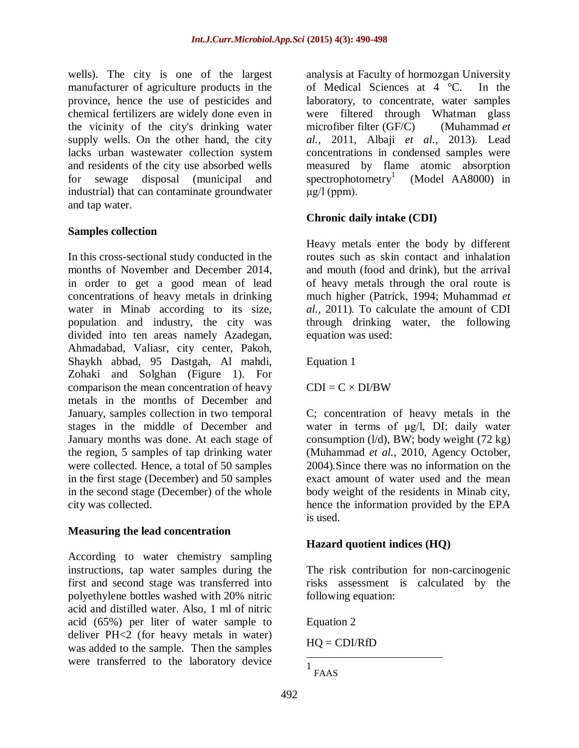wells). The city is one of the largest manufacturer of agriculture products in the province, hence the use of pesticides and chemical fertilizers are widely done even in the vicinity of the city's drinking water supply wells. On the other hand, the city lacks urban wastewater collection system and residents of the city use absorbed wells for sewage disposal (municipal and industrial) that can contaminate groundwater and tap water.

### Samples collection

In this cross-sectional study conducted in the months of November and December 2014, in order to get a good mean of lead concentrations of heavy metals in drinking water in Minab according to its size, population and industry, the city was divided into ten areas namely Azadegan, Ahmadabad, Valiasr, city center, Pakoh, Shaykh abbad, 95 Dastgah, Al mahdi, Zohaki and Solghan (Figure 1). For comparison the mean concentration of heavy metals in the months of December and January, samples collection in two temporal stages in the middle of December and January months was done. At each stage of the region, 5 samples of tap drinking water were collected. Hence, a total of 50 samples in the first stage (December) and 50 samples in the second stage (December) of the whole city was collected.

### Measuring the lead concentration

According to water chemistry sampling instructions, tap water samples during the first and second stage was transferred into polyethylene bottles washed with 20% nitric acid and distilled water. Also, 1 ml of nitric acid (65%) per liter of water sample to deliver PH<2 (for heavy metals in water) was added to the sample. Then the samples were transferred to the laboratory device analysis at Faculty of hormozgan University of Medical Sciences at 4 °C. In the laboratory, to concentrate, water samples were filtered through Whatman glass microfiber filter (GF/C) (Muhammad *et al.*, 2011, Albaji *et al.*, 2013). Lead concentrations in condensed samples were measured by flame atomic absorption spectrophotometry[1] (Model AA8000) in µg/l (ppm).

### Chronic daily intake (CDI)

Heavy metals enter the body by different routes such as skin contact and inhalation and mouth (food and drink), but the arrival of heavy metals through the oral route is much higher (Patrick, 1994; Muhammad *et al.*, 2011). To calculate the amount of CDI through drinking water, the following equation was used:

Equation 1

$$CDI = C \times DI/BW$$

C; concentration of heavy metals in the water in terms of µg/l, DI; daily water consumption (l/d), BW; body weight (72 kg) (Muhammad *et al.*, 2010, Agency October, 2004). Since there was no information on the exact amount of water used and the mean body weight of the residents in Minab city, hence the information provided by the EPA is used.

### Hazard quotient indices (HQ)

The risk contribution for non-carcinogenic risks assessment is calculated by the following equation:

Equation 2

$$HQ = CDI/RfD$$

[1] FAAS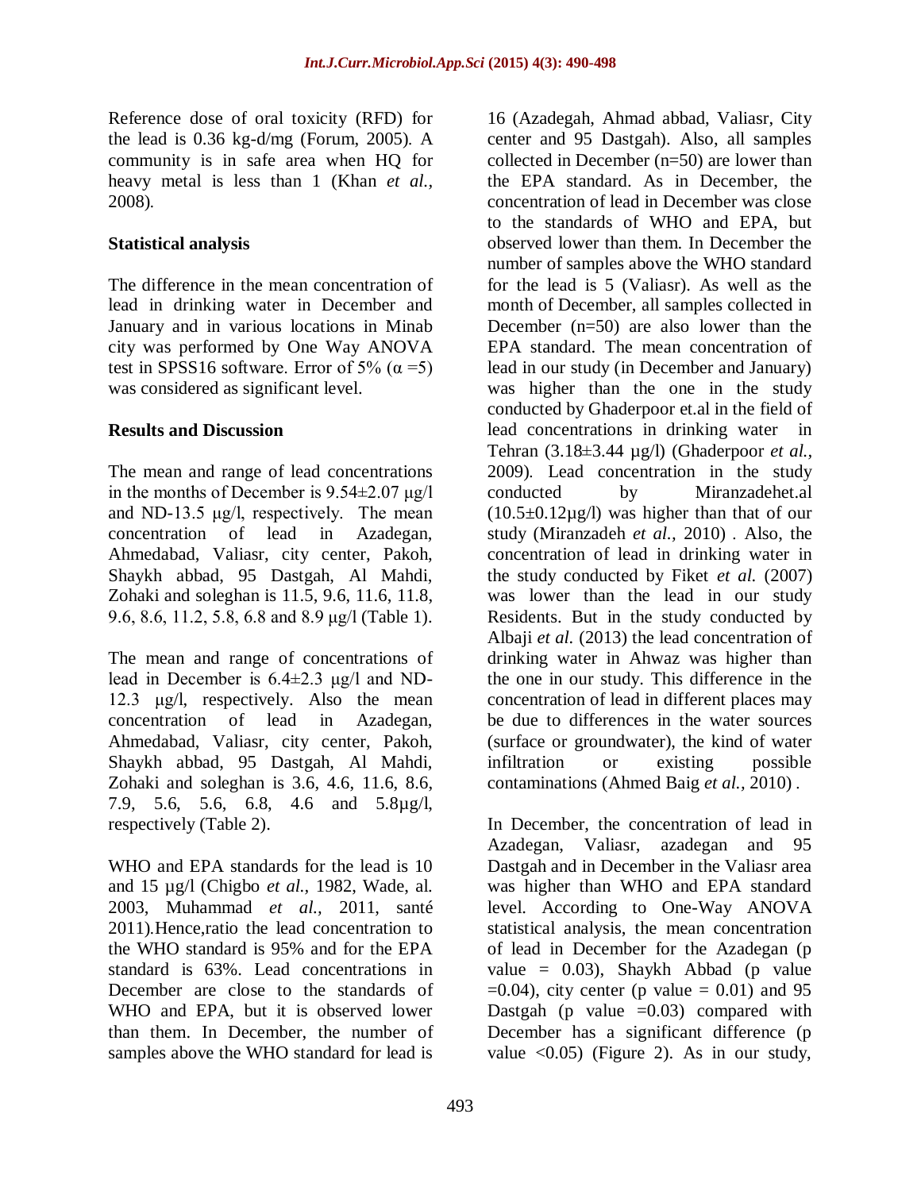Reference dose of oral toxicity (RFD) for the lead is 0.36 kg-d/mg (Forum, 2005). A community is in safe area when HQ for heavy metal is less than 1 (Khan *et al.*, 2008).

### Statistical analysis

The difference in the mean concentration of lead in drinking water in December and January and in various locations in Minab city was performed by One Way ANOVA test in SPSS16 software. Error of 5% ($\alpha$ =5) was considered as significant level.

### Results and Discussion

The mean and range of lead concentrations in the months of December is 9.54±2.07 µg/l and ND-13.5 µg/l, respectively. The mean concentration of lead in Azadegan, Ahmedabad, Valiasr, city center, Pakoh, Shaykh abbad, 95 Dastgah, Al Mahdi, Zohaki and soleghan is 11.5, 9.6, 11.6, 11.8, 9.6, 8.6, 11.2, 5.8, 6.8 and 8.9 µg/l (Table 1).

The mean and range of concentrations of lead in December is 6.4±2.3 µg/l and ND-12.3 µg/l, respectively. Also the mean concentration of lead in Azadegan, Ahmedabad, Valiasr, city center, Pakoh, Shaykh abbad, 95 Dastgah, Al Mahdi, Zohaki and soleghan is 3.6, 4.6, 11.6, 8.6, 7.9, 5.6, 5.6, 6.8, 4.6 and 5.8µg/l, respectively (Table 2).

WHO and EPA standards for the lead is 10 and 15 µg/l (Chigbo *et al.*, 1982, Wade, al. 2003, Muhammad *et al.*, 2011, santé 2011).Hence,ratio the lead concentration to the WHO standard is 95% and for the EPA standard is 63%. Lead concentrations in December are close to the standards of WHO and EPA, but it is observed lower than them. In December, the number of samples above the WHO standard for lead is 16 (Azadegah, Ahmad abbad, Valiasr, City center and 95 Dastgah). Also, all samples collected in December (n=50) are lower than the EPA standard. As in December, the concentration of lead in December was close to the standards of WHO and EPA, but observed lower than them. In December the number of samples above the WHO standard for the lead is 5 (Valiasr). As well as the month of December, all samples collected in December (n=50) are also lower than the EPA standard. The mean concentration of lead in our study (in December and January) was higher than the one in the study conducted by Ghaderpoor et.al in the field of lead concentrations in drinking water in Tehran (3.18±3.44 µg/l) (Ghaderpoor *et al.*, 2009). Lead concentration in the study conducted by Miranzadehet.al (10.5±0.12µg/l) was higher than that of our study (Miranzadeh *et al.*, 2010) . Also, the concentration of lead in drinking water in the study conducted by Fiket *et al.* (2007) was lower than the lead in our study Residents. But in the study conducted by Albaji *et al.* (2013) the lead concentration of drinking water in Ahwaz was higher than the one in our study. This difference in the concentration of lead in different places may be due to differences in the water sources (surface or groundwater), the kind of water infiltration or existing possible contaminations (Ahmed Baig *et al.*, 2010) .

In December, the concentration of lead in Azadegan, Valiasr, azadegan and 95 Dastgah and in December in the Valiasr area was higher than WHO and EPA standard level. According to One-Way ANOVA statistical analysis, the mean concentration of lead in December for the Azadegan (p value = 0.03), Shaykh Abbad (p value =0.04), city center (p value = 0.01) and 95 Dastgah (p value =0.03) compared with December has a significant difference (p value <0.05) (Figure 2). As in our study,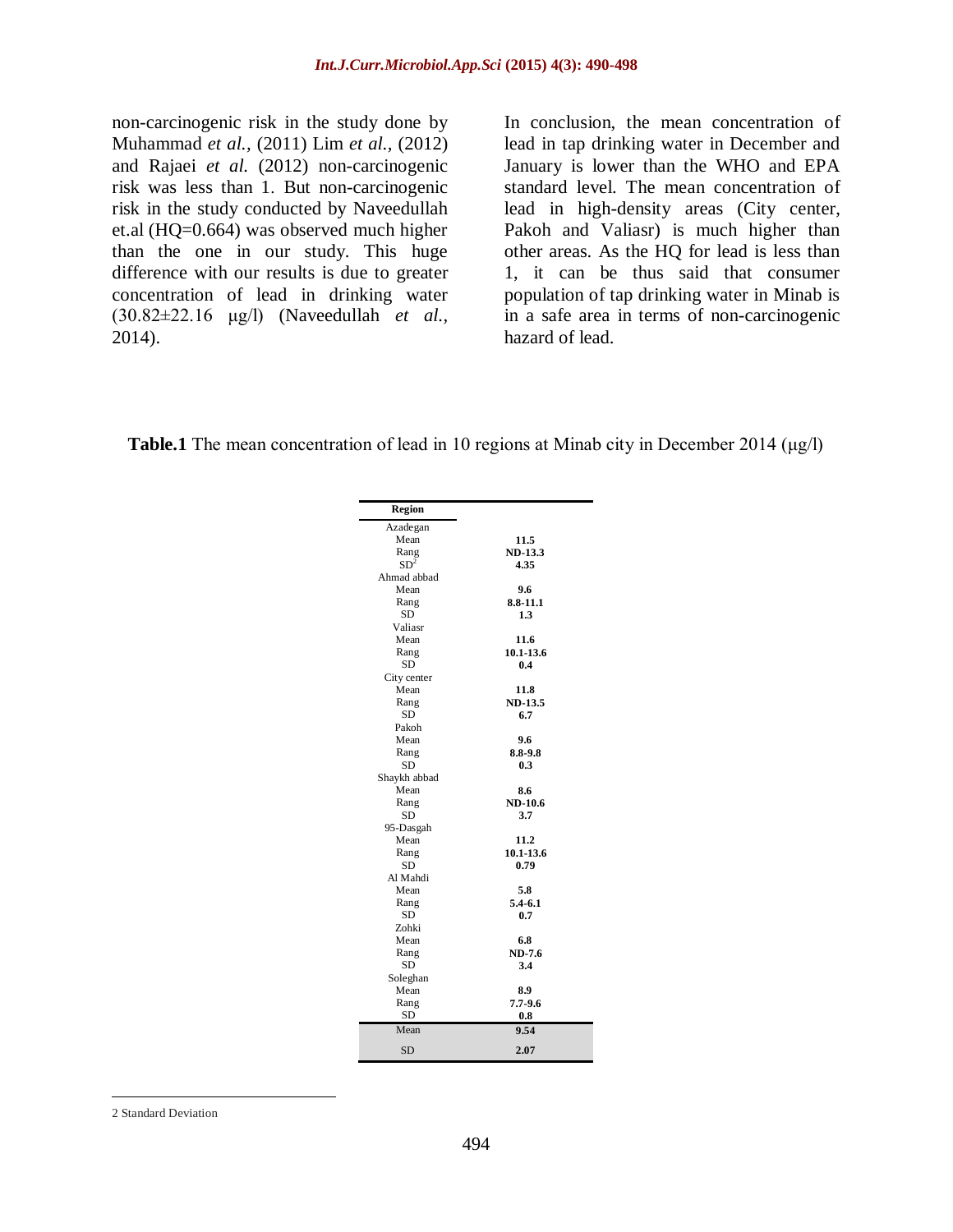non-carcinogenic risk in the study done by Muhammad *et al.*, (2011) Lim *et al.*, (2012) and Rajaei *et al.* (2012) non-carcinogenic risk was less than 1. But non-carcinogenic risk in the study conducted by Naveedullah et.al (HQ=0.664) was observed much higher than the one in our study. This huge difference with our results is due to greater concentration of lead in drinking water (30.82±22.16 μg/l) (Naveedullah *et al.*, 2014).

In conclusion, the mean concentration of lead in tap drinking water in December and January is lower than the WHO and EPA standard level. The mean concentration of lead in high-density areas (City center, Pakoh and Valiasr) is much higher than other areas. As the HQ for lead is less than 1, it can be thus said that consumer population of tap drinking water in Minab is in a safe area in terms of non-carcinogenic hazard of lead.

**Table.1** The mean concentration of lead in 10 regions at Minab city in December 2014 (μg/l)

| Region | |
|---|---|
| Azadegan | |
| Mean | **11.5** |
| Rang | **ND-13.3** |
| SD[2] | **4.35** |
| Ahmad abbad | |
| Mean | **9.6** |
| Rang | **8.8-11.1** |
| SD | **1.3** |
| Valiasr | |
| Mean | **11.6** |
| Rang | **10.1-13.6** |
| SD | **0.4** |
| City center | |
| Mean | **11.8** |
| Rang | **ND-13.5** |
| SD | **6.7** |
| Pakoh | |
| Mean | **9.6** |
| Rang | **8.8-9.8** |
| SD | **0.3** |
| Shaykh abbad | |
| Mean | **8.6** |
| Rang | **ND-10.6** |
| SD | **3.7** |
| 95-Dasgah | |
| Mean | **11.2** |
| Rang | **10.1-13.6** |
| SD | **0.79** |
| Al Mahdi | |
| Mean | **5.8** |
| Rang | **5.4-6.1** |
| SD | **0.7** |
| Zohki | |
| Mean | **6.8** |
| Rang | **ND-7.6** |
| SD | **3.4** |
| Soleghan | |
| Mean | **8.9** |
| Rang | **7.7-9.6** |
| SD | **0.8** |
| Mean | **9.54** |
| SD | **2.07** |

2 Standard Deviation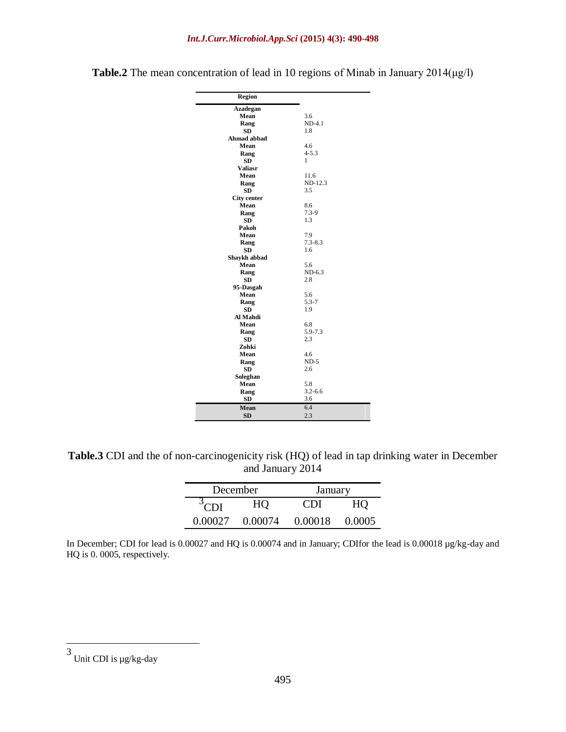**Table.2** The mean concentration of lead in 10 regions of Minab in January 2014(µg/l)

| Region | |
|---|---|
| **Azadegan** | |
| **Mean** | 3.6 |
| **Rang** | ND-4.1 |
| **SD** | 1.8 |
| **Ahmad abbad** | |
| **Mean** | 4.6 |
| **Rang** | 4-5.3 |
| **SD** | 1 |
| **Valiasr** | |
| **Mean** | 11.6 |
| **Rang** | ND-12.3 |
| **SD** | 3.5 |
| **City center** | |
| **Mean** | 8.6 |
| **Rang** | 7.3-9 |
| **SD** | 1.3 |
| **Pakoh** | |
| **Mean** | 7.9 |
| **Rang** | 7.3-8.3 |
| **SD** | 1.6 |
| **Shaykh abbad** | |
| **Mean** | 5.6 |
| **Rang** | ND-6.3 |
| **SD** | 2.8 |
| **95-Dasgah** | |
| **Mean** | 5.6 |
| **Rang** | 5.3-7 |
| **SD** | 1.9 |
| **Al Mahdi** | |
| **Mean** | 6.8 |
| **Rang** | 5.9-7.3 |
| **SD** | 2.3 |
| **Zohki** | |
| **Mean** | 4.6 |
| **Rang** | ND-5 |
| **SD** | 2.6 |
| **Soleghan** | |
| **Mean** | 5.8 |
| **Rang** | 3.2-6.6 |
| **SD** | 3.6 |
| **Mean** | 6.4 |
| **SD** | 2.3 |

**Table.3** CDI and the of non-carcinogenicity risk (HQ) of lead in tap drinking water in December and January 2014

| December | | January | |
|---|---|---|---|
| CDI[3] | HQ | CDI | HQ |
| 0.00027 | 0.00074 | 0.00018 | 0.0005 |

In December; CDI for lead is 0.00027 and HQ is 0.00074 and in January; CDIfor the lead is 0.00018 µg/kg-day and HQ is 0. 0005, respectively.

[3] Unit CDI is µg/kg-day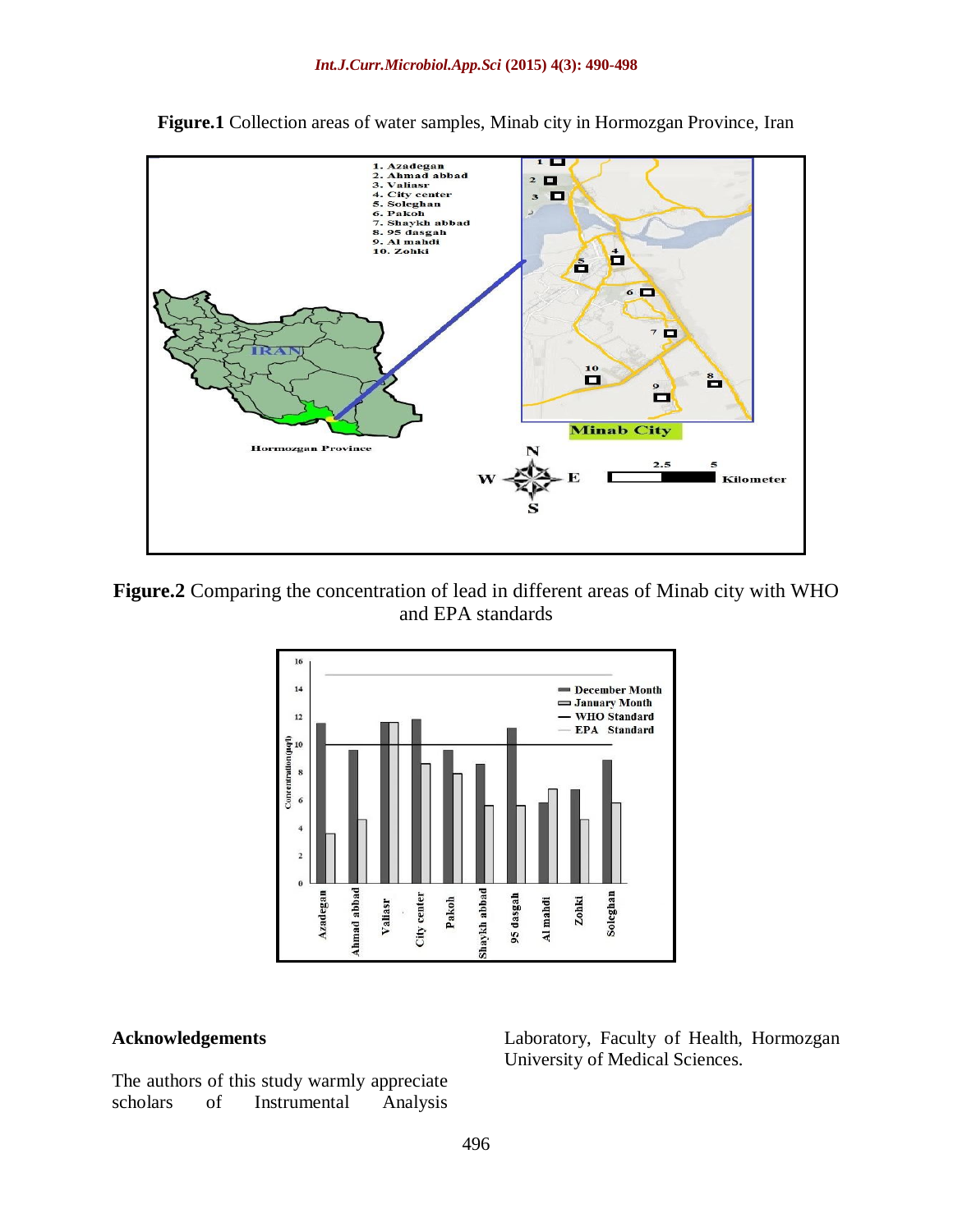**Figure.1** Collection areas of water samples, Minab city in Hormozgan Province, Iran

1. Azadegan
2. Ahmad abbad
3. Valiasr
4. City center
5. Soleghan
6. Pakoh
7. Shaykh abbad
8. 95 dasgah
9. Al mahdi
10. Zohki

IRAN

Hormozgan Province

Minab City

N
W E
S

2.5 5 Kilometer

**Figure.2** Comparing the concentration of lead in different areas of Minab city with WHO and EPA standards

Concentration(μg/l)

16
14
12
10
8
6
4
2
0

December Month
January Month
WHO Standard
EPA Standard

Azadegan
Ahmad abbad
Valiasr
City center
Pakoh
Shaykh abbad
95 dasgah
Al mahdi
Zohki
Soleghan

## Acknowledgements

The authors of this study warmly appreciate scholars of Instrumental Analysis Laboratory, Faculty of Health, Hormozgan University of Medical Sciences.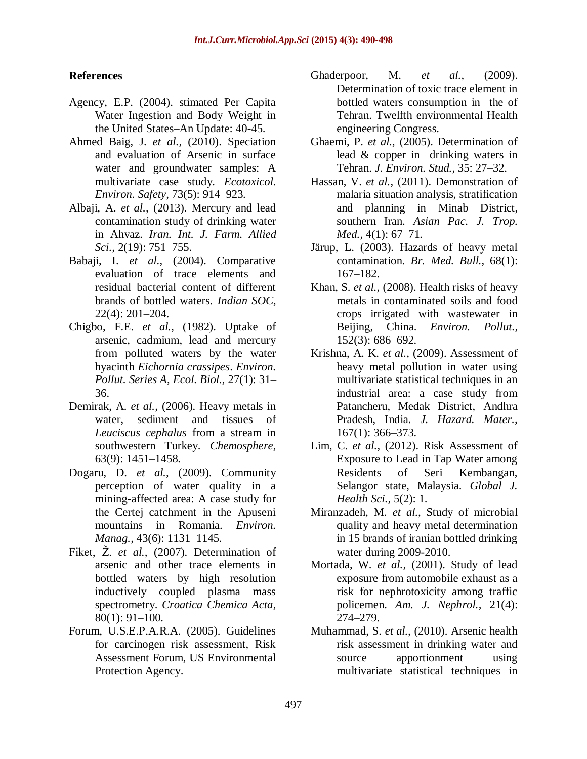## References

Agency, E.P. (2004). stimated Per Capita Water Ingestion and Body Weight in the United States–An Update: 40-45.

Ahmed Baig, J. *et al.*, (2010). Speciation and evaluation of Arsenic in surface water and groundwater samples: A multivariate case study. *Ecotoxicol. Environ. Safety,* 73(5): 914–923.

Albaji, A. *et al.*, (2013). Mercury and lead contamination study of drinking water in Ahvaz. *Iran. Int. J. Farm. Allied Sci.,* 2(19): 751–755.

Babaji, I. *et al.*, (2004). Comparative evaluation of trace elements and residual bacterial content of different brands of bottled waters. *Indian SOC,* 22(4): 201–204.

Chigbo, F.E. *et al.*, (1982). Uptake of arsenic, cadmium, lead and mercury from polluted waters by the water hyacinth *Eichornia crassipes*. *Environ. Pollut. Series A, Ecol. Biol.,* 27(1): 31–36.

Demirak, A. *et al.*, (2006). Heavy metals in water, sediment and tissues of *Leuciscus cephalus* from a stream in southwestern Turkey. *Chemosphere,* 63(9): 1451–1458.

Dogaru, D. *et al.*, (2009). Community perception of water quality in a mining-affected area: A case study for the Certej catchment in the Apuseni mountains in Romania. *Environ. Manag.,* 43(6): 1131–1145.

Fiket, Ž. *et al.*, (2007). Determination of arsenic and other trace elements in bottled waters by high resolution inductively coupled plasma mass spectrometry. *Croatica Chemica Acta,* 80(1): 91–100.

Forum, U.S.E.P.A.R.A. (2005). Guidelines for carcinogen risk assessment, Risk Assessment Forum, US Environmental Protection Agency.

Ghaderpoor, M. *et al.*, (2009). Determination of toxic trace element in bottled waters consumption in the of Tehran. Twelfth environmental Health engineering Congress.

Ghaemi, P. *et al.*, (2005). Determination of lead & copper in drinking waters in Tehran. *J. Environ. Stud.,* 35: 27–32.

Hassan, V. *et al.*, (2011). Demonstration of malaria situation analysis, stratification and planning in Minab District, southern Iran. *Asian Pac. J. Trop. Med.,* 4(1): 67–71.

Järup, L. (2003). Hazards of heavy metal contamination. *Br. Med. Bull.,* 68(1): 167–182.

Khan, S. *et al.*, (2008). Health risks of heavy metals in contaminated soils and food crops irrigated with wastewater in Beijing, China. *Environ. Pollut.,* 152(3): 686–692.

Krishna, A. K. *et al.*, (2009). Assessment of heavy metal pollution in water using multivariate statistical techniques in an industrial area: a case study from Patancheru, Medak District, Andhra Pradesh, India. *J. Hazard. Mater.,* 167(1): 366–373.

Lim, C. *et al.*, (2012). Risk Assessment of Exposure to Lead in Tap Water among Residents of Seri Kembangan, Selangor state, Malaysia. *Global J. Health Sci.,* 5(2): 1.

Miranzadeh, M. *et al.*, Study of microbial quality and heavy metal determination in 15 brands of iranian bottled drinking water during 2009-2010.

Mortada, W. *et al.*, (2001). Study of lead exposure from automobile exhaust as a risk for nephrotoxicity among traffic policemen. *Am. J. Nephrol.,* 21(4): 274–279.

Muhammad, S. *et al.*, (2010). Arsenic health risk assessment in drinking water and source apportionment using multivariate statistical techniques in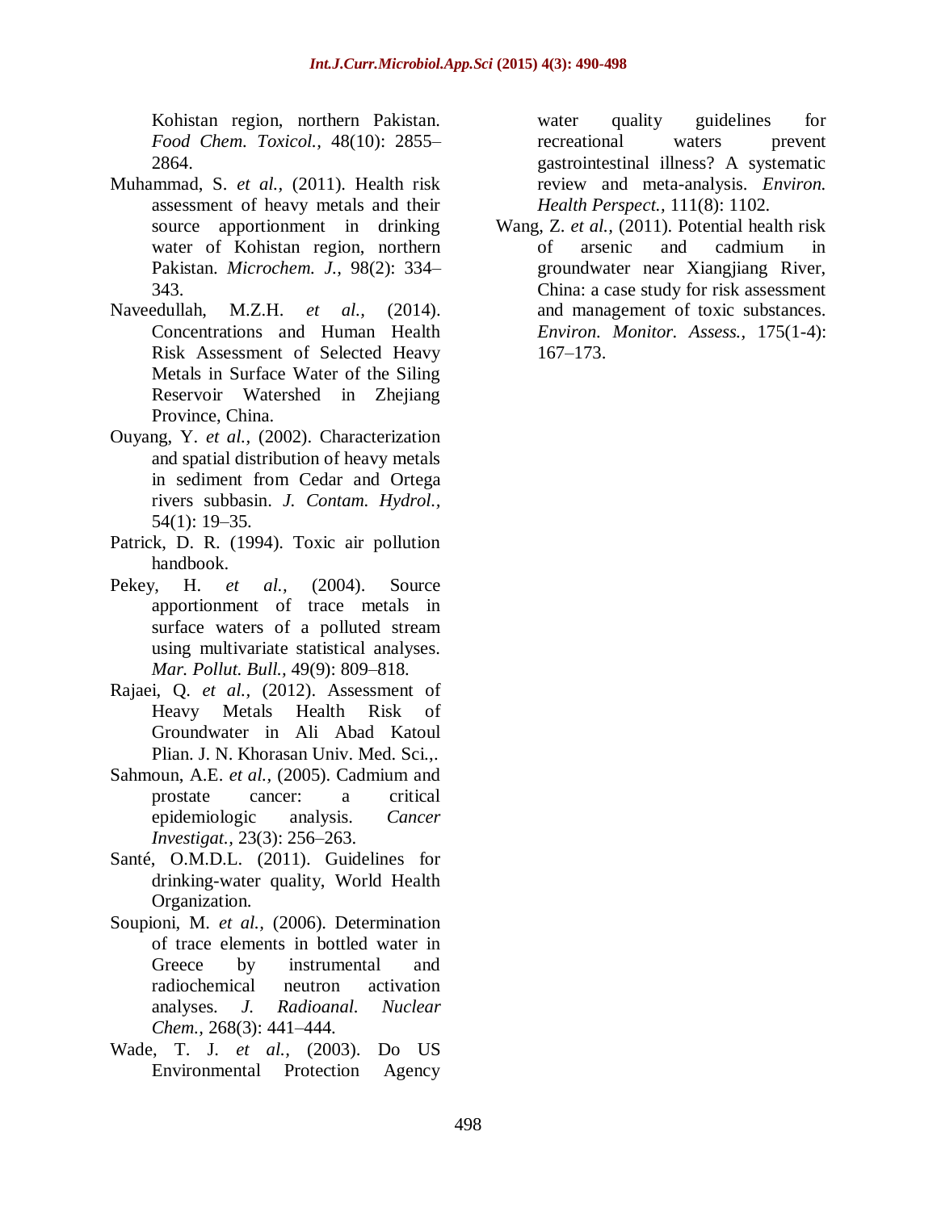Kohistan region, northern Pakistan. *Food Chem. Toxicol.,* 48(10): 2855–2864.

Muhammad, S. *et al.,* (2011). Health risk assessment of heavy metals and their source apportionment in drinking water of Kohistan region, northern Pakistan. *Microchem. J.,* 98(2): 334–343.

Naveedullah, M.Z.H. *et al.,* (2014). Concentrations and Human Health Risk Assessment of Selected Heavy Metals in Surface Water of the Siling Reservoir Watershed in Zhejiang Province, China.

Ouyang, Y. *et al.,* (2002). Characterization and spatial distribution of heavy metals in sediment from Cedar and Ortega rivers subbasin. *J. Contam. Hydrol.,* 54(1): 19–35.

Patrick, D. R. (1994). Toxic air pollution handbook.

Pekey, H. *et al.,* (2004). Source apportionment of trace metals in surface waters of a polluted stream using multivariate statistical analyses. *Mar. Pollut. Bull.,* 49(9): 809–818.

Rajaei, Q. *et al.,* (2012). Assessment of Heavy Metals Health Risk of Groundwater in Ali Abad Katoul Plian. J. N. Khorasan Univ. Med. Sci.,.

Sahmoun, A.E. *et al.,* (2005). Cadmium and prostate cancer: a critical epidemiologic analysis. *Cancer Investigat.,* 23(3): 256–263.

Santé, O.M.D.L. (2011). Guidelines for drinking-water quality, World Health Organization.

Soupioni, M. *et al.,* (2006). Determination of trace elements in bottled water in Greece by instrumental and radiochemical neutron activation analyses. *J. Radioanal. Nuclear Chem.,* 268(3): 441–444.

Wade, T. J. *et al.,* (2003). Do US Environmental Protection Agency water quality guidelines for recreational waters prevent gastrointestinal illness? A systematic review and meta-analysis. *Environ. Health Perspect.,* 111(8): 1102.

Wang, Z. *et al.,* (2011). Potential health risk of arsenic and cadmium in groundwater near Xiangjiang River, China: a case study for risk assessment and management of toxic substances. *Environ. Monitor. Assess.,* 175(1-4): 167–173.